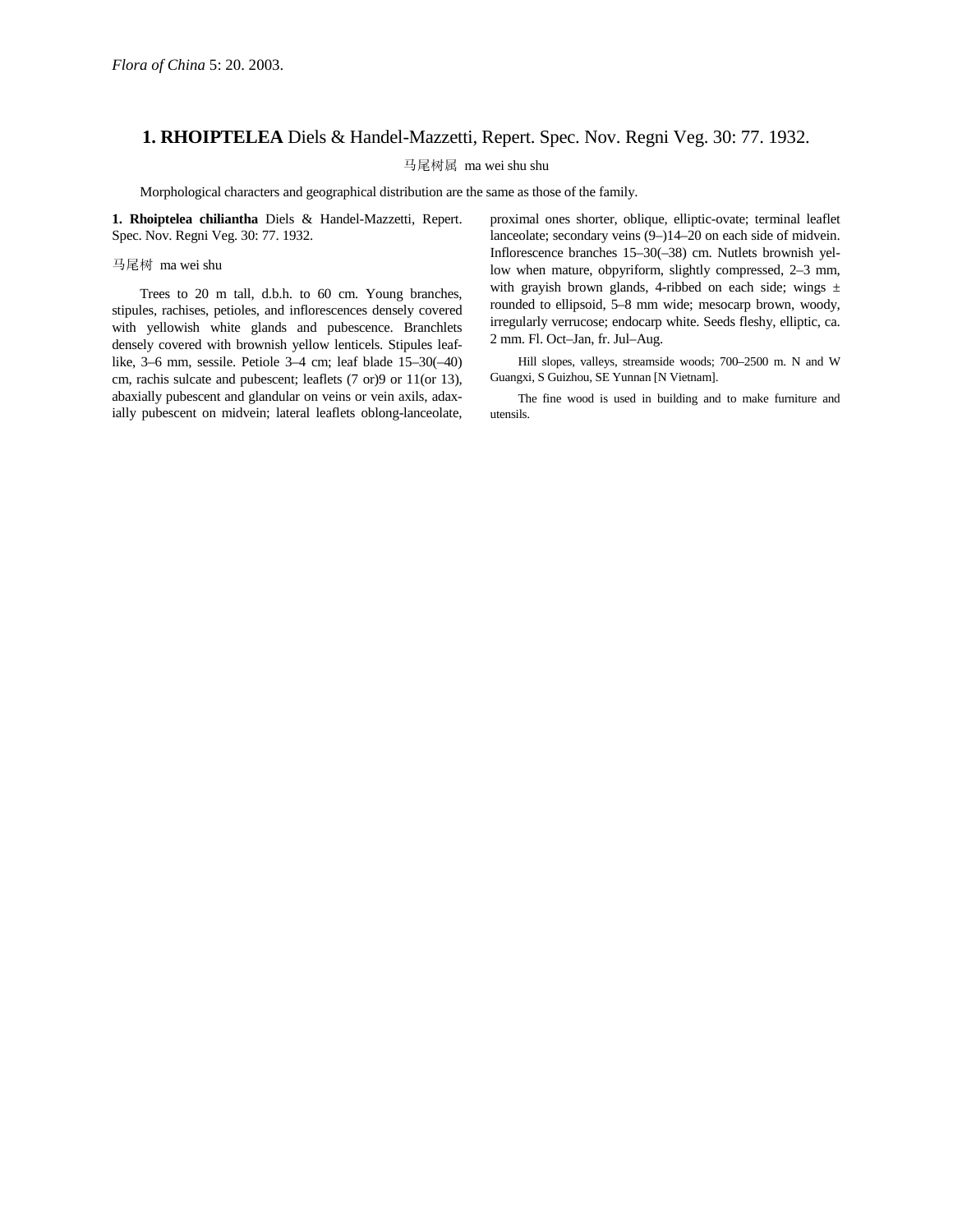*Flora of China* 5: 20. 2003.

# 1. RHOIPTELEA Diels & Handel-Mazzetti, Repert. Spec. Nov. Regni Veg. 30: 77. 1932.

马尾树属 ma wei shu shu

Morphological characters and geographical distribution are the same as those of the family.

**1. Rhoiptelea chiliantha** Diels & Handel-Mazzetti, Repert. Spec. Nov. Regni Veg. 30: 77. 1932.

马尾树 ma wei shu

Trees to 20 m tall, d.b.h. to 60 cm. Young branches, stipules, rachises, petioles, and inflorescences densely covered with yellowish white glands and pubescence. Branchlets densely covered with brownish yellow lenticels. Stipules leaf-like, 3–6 mm, sessile. Petiole 3–4 cm; leaf blade 15–30(–40) cm, rachis sulcate and pubescent; leaflets (7 or)9 or 11(or 13), abaxially pubescent and glandular on veins or vein axils, adaxially pubescent on midvein; lateral leaflets oblong-lanceolate, proximal ones shorter, oblique, elliptic-ovate; terminal leaflet lanceolate; secondary veins (9–)14–20 on each side of midvein. Inflorescence branches 15–30(–38) cm. Nutlets brownish yellow when mature, obpyriform, slightly compressed, 2–3 mm, with grayish brown glands, 4-ribbed on each side; wings ± rounded to ellipsoid, 5–8 mm wide; mesocarp brown, woody, irregularly verrucose; endocarp white. Seeds fleshy, elliptic, ca. 2 mm. Fl. Oct–Jan, fr. Jul–Aug.

Hill slopes, valleys, streamside woods; 700–2500 m. N and W Guangxi, S Guizhou, SE Yunnan [N Vietnam].

The fine wood is used in building and to make furniture and utensils.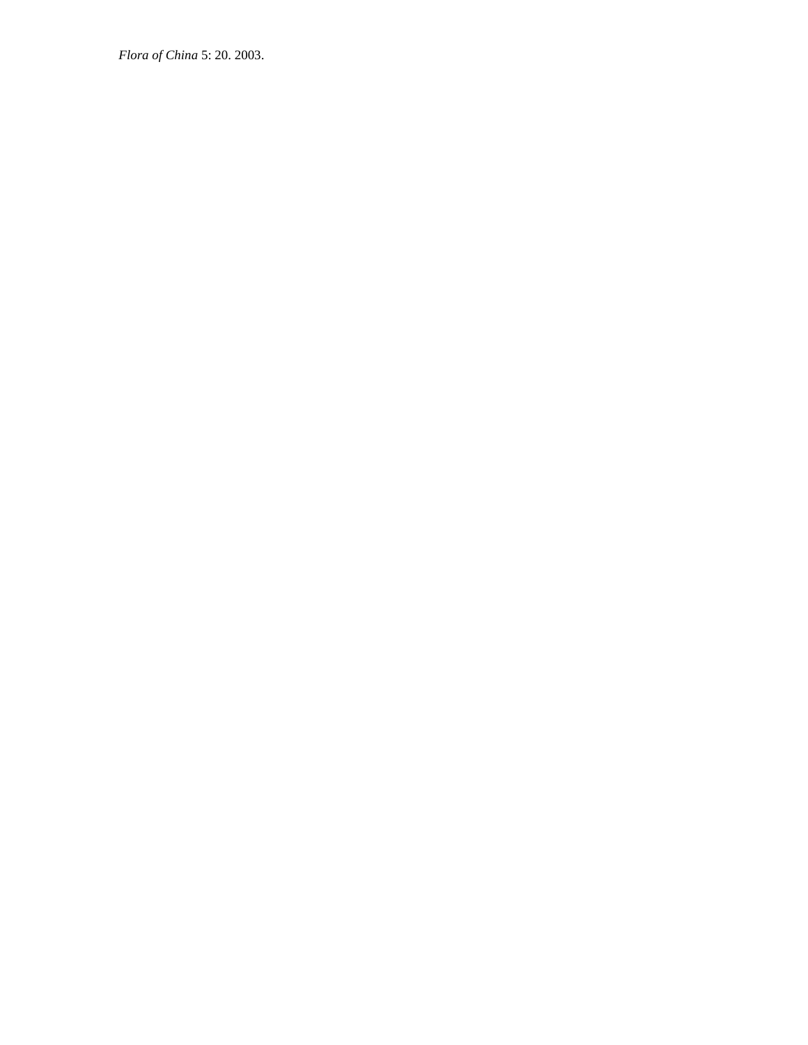*Flora of China* 5: 20. 2003.